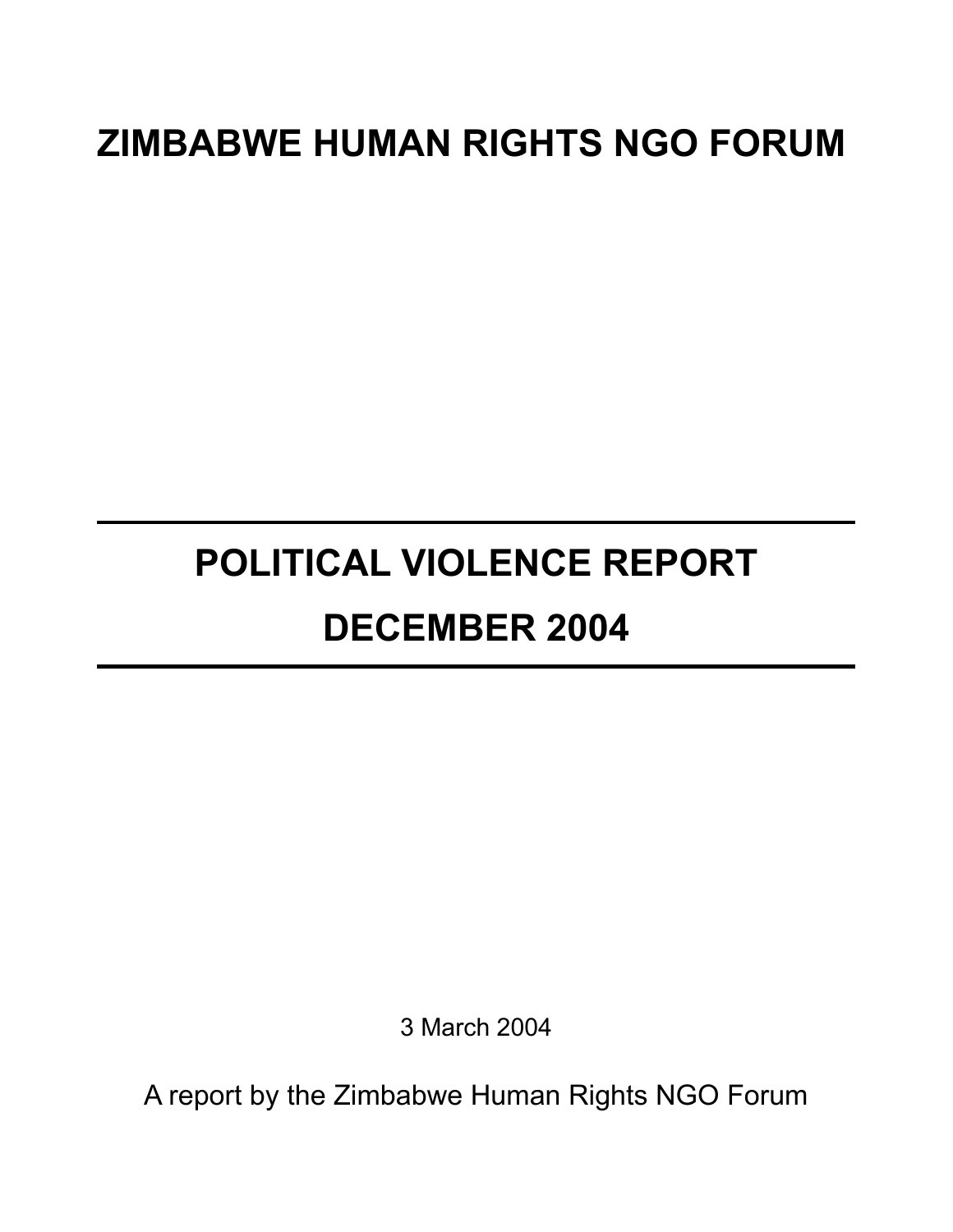# ZIMBABWE HUMAN RIGHTS NGO FORUM

---

# POLITICAL VIOLENCE REPORT

# DECEMBER 2004

---

3 March 2004

A report by the Zimbabwe Human Rights NGO Forum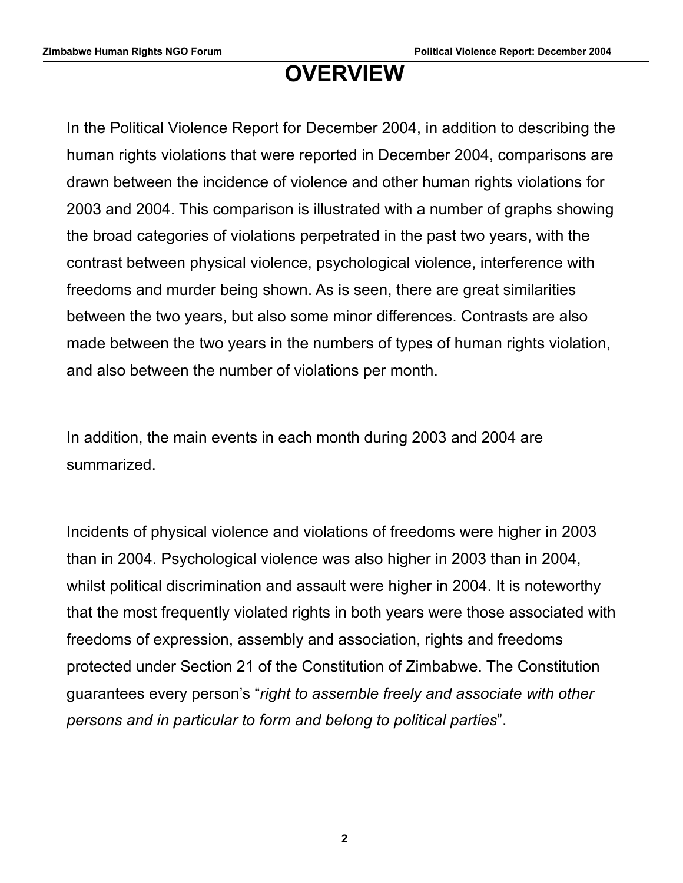# OVERVIEW

In the Political Violence Report for December 2004, in addition to describing the human rights violations that were reported in December 2004, comparisons are drawn between the incidence of violence and other human rights violations for 2003 and 2004. This comparison is illustrated with a number of graphs showing the broad categories of violations perpetrated in the past two years, with the contrast between physical violence, psychological violence, interference with freedoms and murder being shown. As is seen, there are great similarities between the two years, but also some minor differences. Contrasts are also made between the two years in the numbers of types of human rights violation, and also between the number of violations per month.

In addition, the main events in each month during 2003 and 2004 are summarized.

Incidents of physical violence and violations of freedoms were higher in 2003 than in 2004. Psychological violence was also higher in 2003 than in 2004, whilst political discrimination and assault were higher in 2004. It is noteworthy that the most frequently violated rights in both years were those associated with freedoms of expression, assembly and association, rights and freedoms protected under Section 21 of the Constitution of Zimbabwe. The Constitution guarantees every person's "*right to assemble freely and associate with other persons and in particular to form and belong to political parties*".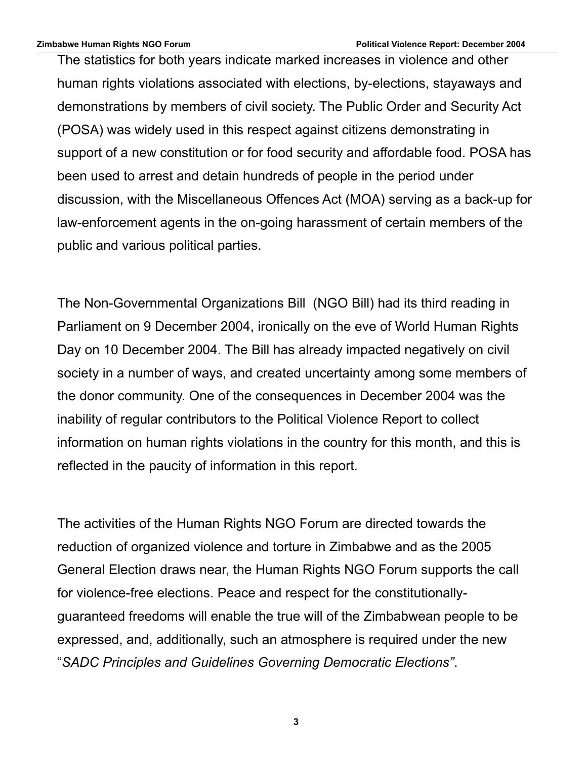The statistics for both years indicate marked increases in violence and other human rights violations associated with elections, by-elections, stayaways and demonstrations by members of civil society. The Public Order and Security Act (POSA) was widely used in this respect against citizens demonstrating in support of a new constitution or for food security and affordable food. POSA has been used to arrest and detain hundreds of people in the period under discussion, with the Miscellaneous Offences Act (MOA) serving as a back-up for law-enforcement agents in the on-going harassment of certain members of the public and various political parties.

The Non-Governmental Organizations Bill (NGO Bill) had its third reading in Parliament on 9 December 2004, ironically on the eve of World Human Rights Day on 10 December 2004. The Bill has already impacted negatively on civil society in a number of ways, and created uncertainty among some members of the donor community. One of the consequences in December 2004 was the inability of regular contributors to the Political Violence Report to collect information on human rights violations in the country for this month, and this is reflected in the paucity of information in this report.

The activities of the Human Rights NGO Forum are directed towards the reduction of organized violence and torture in Zimbabwe and as the 2005 General Election draws near, the Human Rights NGO Forum supports the call for violence-free elections. Peace and respect for the constitutionally-guaranteed freedoms will enable the true will of the Zimbabwean people to be expressed, and, additionally, such an atmosphere is required under the new "*SADC Principles and Guidelines Governing Democratic Elections*".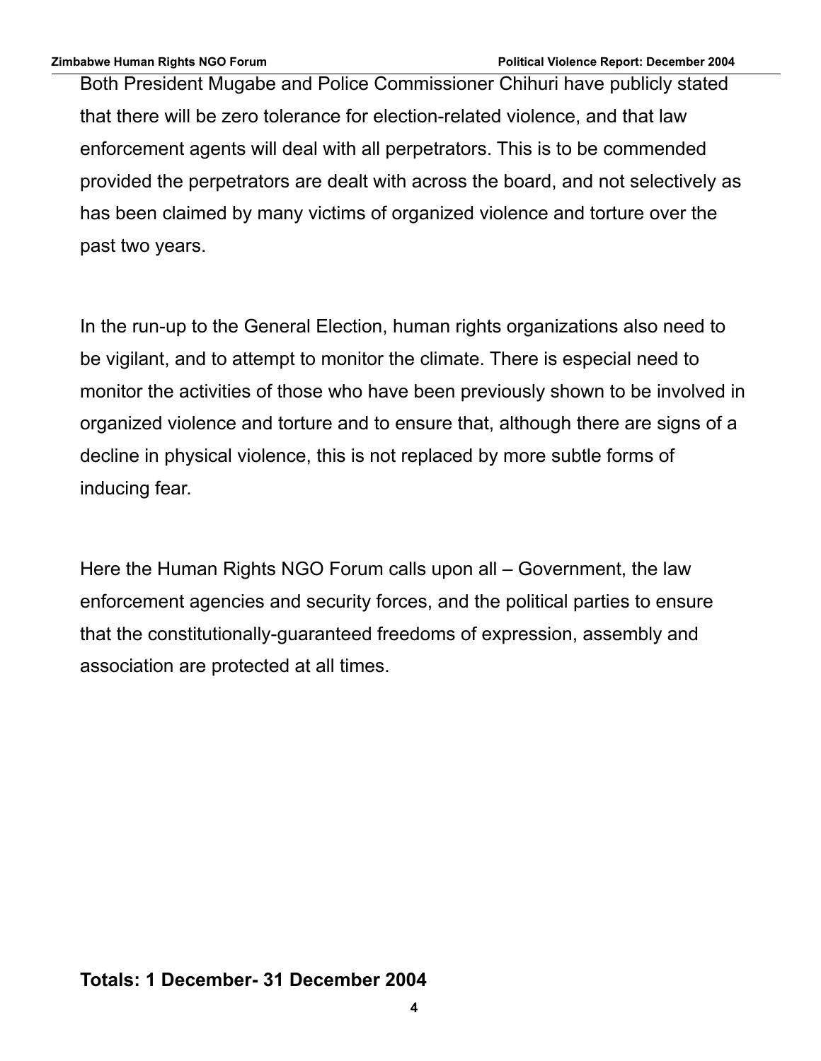Both President Mugabe and Police Commissioner Chihuri have publicly stated that there will be zero tolerance for election-related violence, and that law enforcement agents will deal with all perpetrators. This is to be commended provided the perpetrators are dealt with across the board, and not selectively as has been claimed by many victims of organized violence and torture over the past two years.

In the run-up to the General Election, human rights organizations also need to be vigilant, and to attempt to monitor the climate. There is especial need to monitor the activities of those who have been previously shown to be involved in organized violence and torture and to ensure that, although there are signs of a decline in physical violence, this is not replaced by more subtle forms of inducing fear.

Here the Human Rights NGO Forum calls upon all – Government, the law enforcement agencies and security forces, and the political parties to ensure that the constitutionally-guaranteed freedoms of expression, assembly and association are protected at all times.

**Totals: 1 December- 31 December 2004**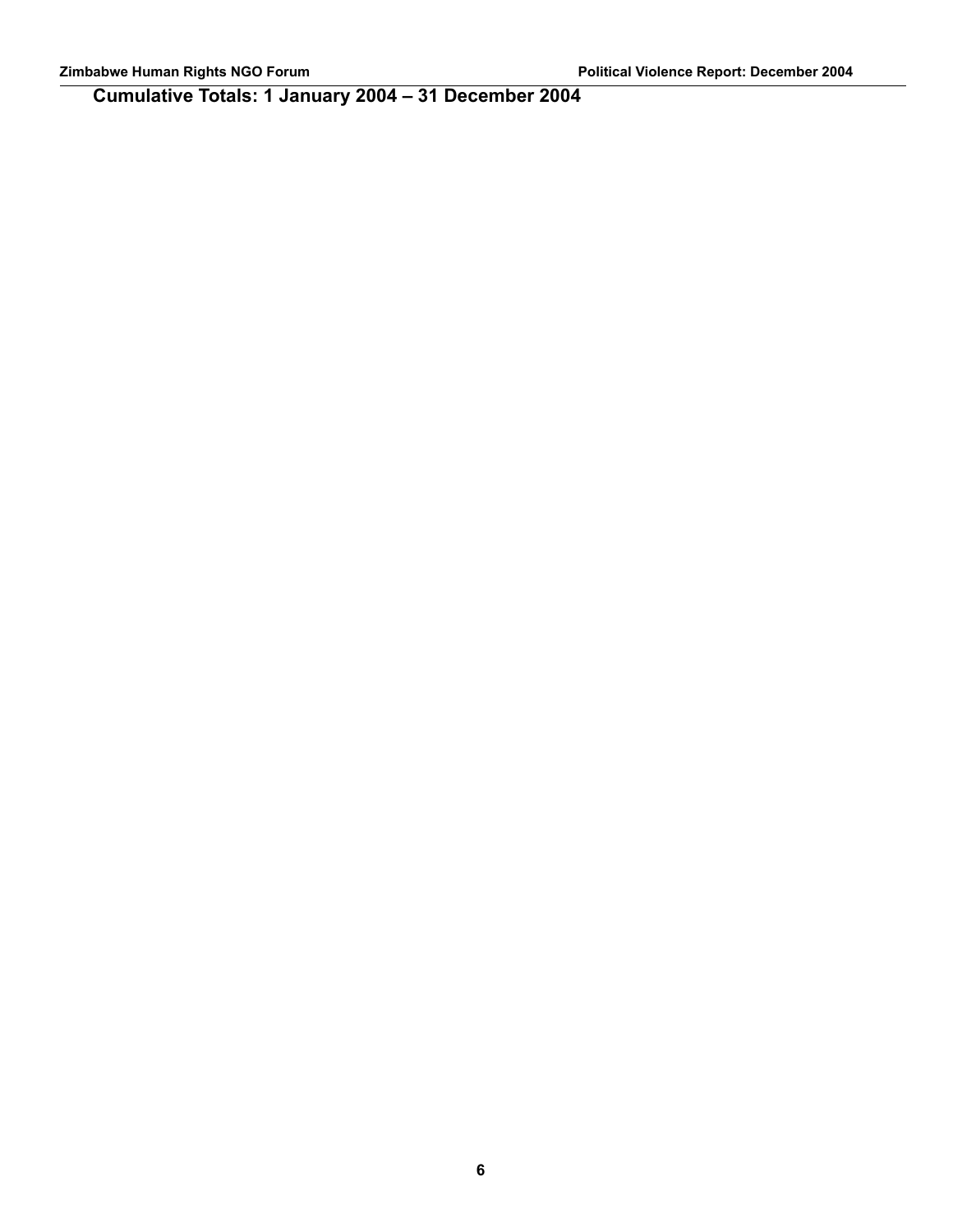## Cumulative Totals: 1 January 2004 – 31 December 2004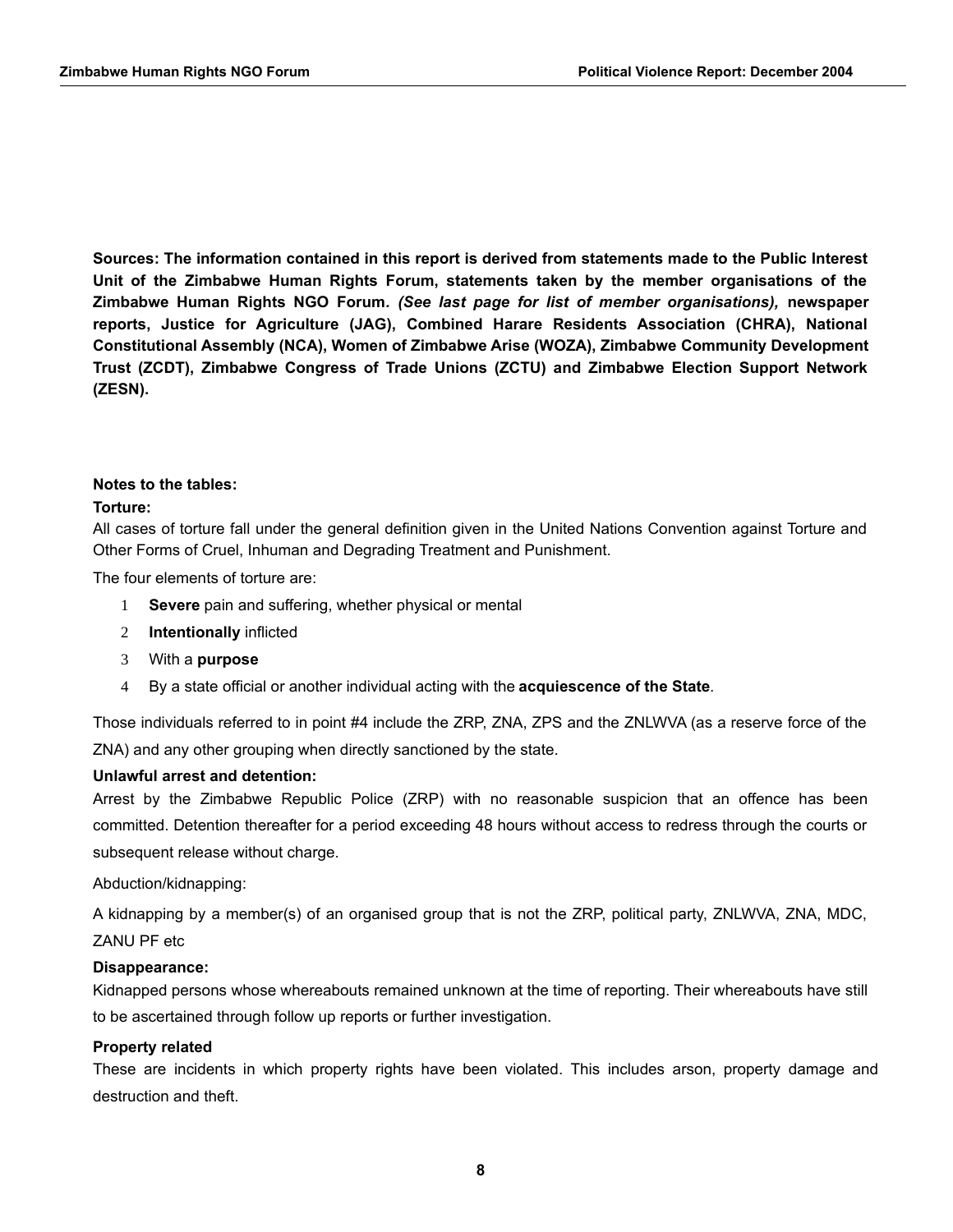**Sources: The information contained in this report is derived from statements made to the Public Interest Unit of the Zimbabwe Human Rights Forum, statements taken by the member organisations of the Zimbabwe Human Rights NGO Forum*. (See last page for list of member organisations),* newspaper reports, Justice for Agriculture (JAG), Combined Harare Residents Association (CHRA), National Constitutional Assembly (NCA), Women of Zimbabwe Arise (WOZA), Zimbabwe Community Development Trust (ZCDT), Zimbabwe Congress of Trade Unions (ZCTU) and Zimbabwe Election Support Network (ZESN).**

**Notes to the tables:**

**Torture:**

All cases of torture fall under the general definition given in the United Nations Convention against Torture and Other Forms of Cruel, Inhuman and Degrading Treatment and Punishment.

The four elements of torture are:

1. **Severe** pain and suffering, whether physical or mental
2. **Intentionally** inflicted
3. With a **purpose**
4. By a state official or another individual acting with the **acquiescence of the State**.

Those individuals referred to in point #4 include the ZRP, ZNA, ZPS and the ZNLWVA (as a reserve force of the ZNA) and any other grouping when directly sanctioned by the state.

**Unlawful arrest and detention:**

Arrest by the Zimbabwe Republic Police (ZRP) with no reasonable suspicion that an offence has been committed. Detention thereafter for a period exceeding 48 hours without access to redress through the courts or subsequent release without charge.

Abduction/kidnapping:

A kidnapping by a member(s) of an organised group that is not the ZRP, political party, ZNLWVA, ZNA, MDC, ZANU PF etc

**Disappearance:**

Kidnapped persons whose whereabouts remained unknown at the time of reporting. Their whereabouts have still to be ascertained through follow up reports or further investigation.

**Property related**

These are incidents in which property rights have been violated. This includes arson, property damage and destruction and theft.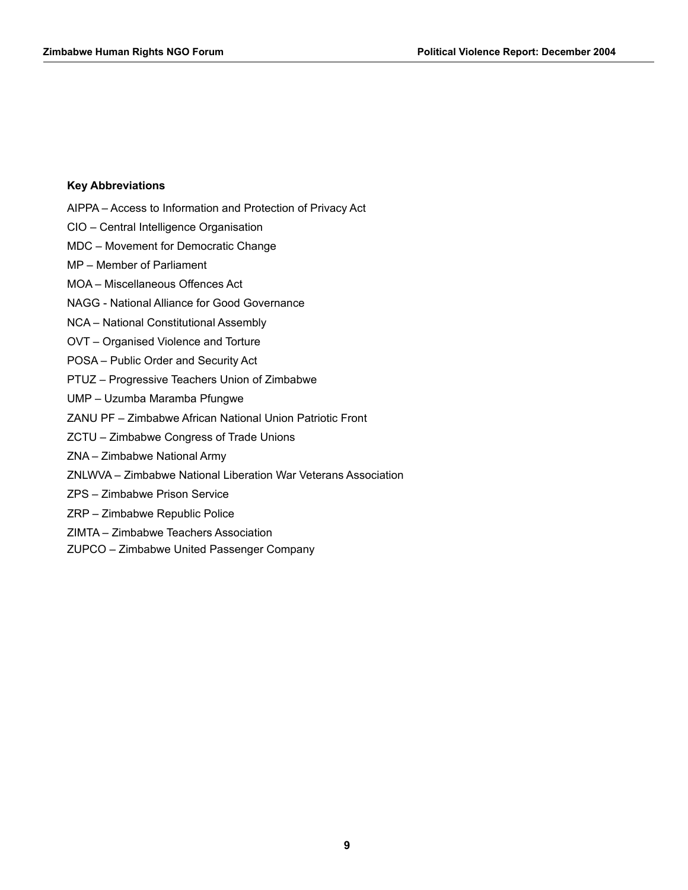**Key Abbreviations**

AIPPA – Access to Information and Protection of Privacy Act

CIO – Central Intelligence Organisation

MDC – Movement for Democratic Change

MP – Member of Parliament

MOA – Miscellaneous Offences Act

NAGG - National Alliance for Good Governance

NCA – National Constitutional Assembly

OVT – Organised Violence and Torture

POSA – Public Order and Security Act

PTUZ – Progressive Teachers Union of Zimbabwe

UMP – Uzumba Maramba Pfungwe

ZANU PF – Zimbabwe African National Union Patriotic Front

ZCTU – Zimbabwe Congress of Trade Unions

ZNA – Zimbabwe National Army

ZNLWVA – Zimbabwe National Liberation War Veterans Association

ZPS – Zimbabwe Prison Service

ZRP – Zimbabwe Republic Police

ZIMTA – Zimbabwe Teachers Association

ZUPCO – Zimbabwe United Passenger Company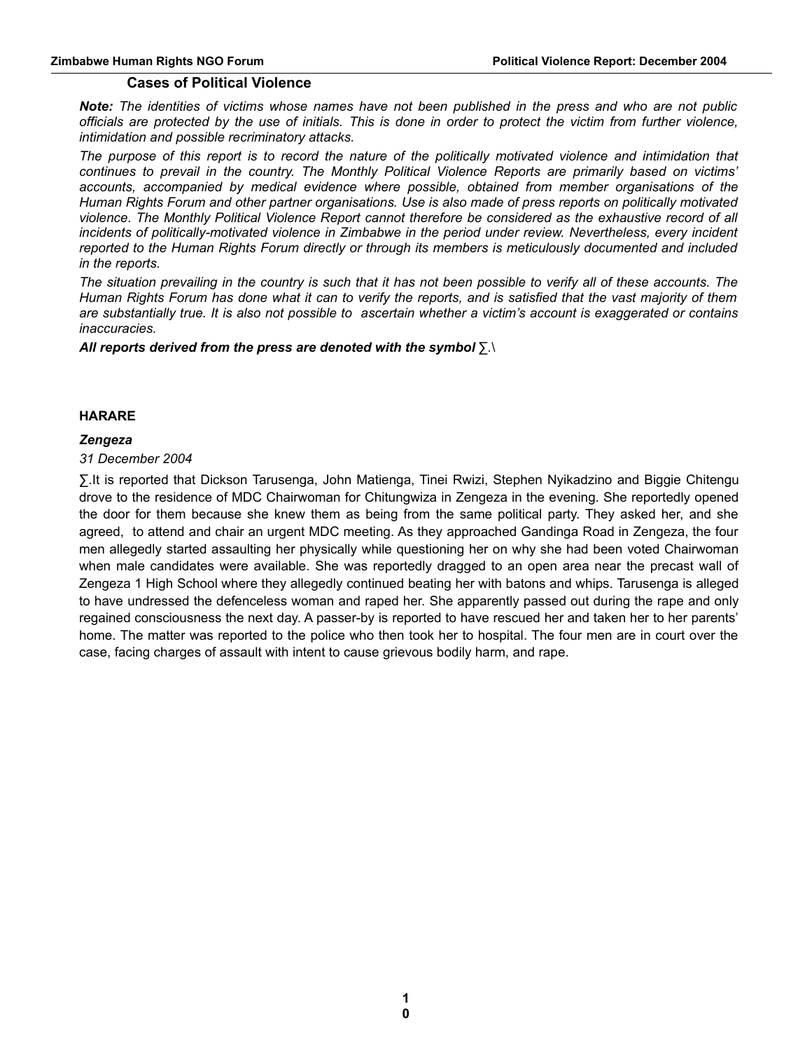## Cases of Political Violence

***Note:** The identities of victims whose names have not been published in the press and who are not public officials are protected by the use of initials. This is done in order to protect the victim from further violence, intimidation and possible recriminatory attacks.*

*The purpose of this report is to record the nature of the politically motivated violence and intimidation that continues to prevail in the country. The Monthly Political Violence Reports are primarily based on victims' accounts, accompanied by medical evidence where possible, obtained from member organisations of the Human Rights Forum and other partner organisations. Use is also made of press reports on politically motivated violence. The Monthly Political Violence Report cannot therefore be considered as the exhaustive record of all incidents of politically-motivated violence in Zimbabwe in the period under review. Nevertheless, every incident reported to the Human Rights Forum directly or through its members is meticulously documented and included in the reports.*

*The situation prevailing in the country is such that it has not been possible to verify all of these accounts. The Human Rights Forum has done what it can to verify the reports, and is satisfied that the vast majority of them are substantially true. It is also not possible to ascertain whether a victim's account is exaggerated or contains inaccuracies.*

***All reports derived from the press are denoted with the symbol** ∑.\*

### HARARE

***Zengeza***

*31 December 2004*

∑.It is reported that Dickson Tarusenga, John Matienga, Tinei Rwizi, Stephen Nyikadzino and Biggie Chitengu drove to the residence of MDC Chairwoman for Chitungwiza in Zengeza in the evening. She reportedly opened the door for them because she knew them as being from the same political party. They asked her, and she agreed, to attend and chair an urgent MDC meeting. As they approached Gandinga Road in Zengeza, the four men allegedly started assaulting her physically while questioning her on why she had been voted Chairwoman when male candidates were available. She was reportedly dragged to an open area near the precast wall of Zengeza 1 High School where they allegedly continued beating her with batons and whips. Tarusenga is alleged to have undressed the defenceless woman and raped her. She apparently passed out during the rape and only regained consciousness the next day. A passer-by is reported to have rescued her and taken her to her parents' home. The matter was reported to the police who then took her to hospital. The four men are in court over the case, facing charges of assault with intent to cause grievous bodily harm, and rape.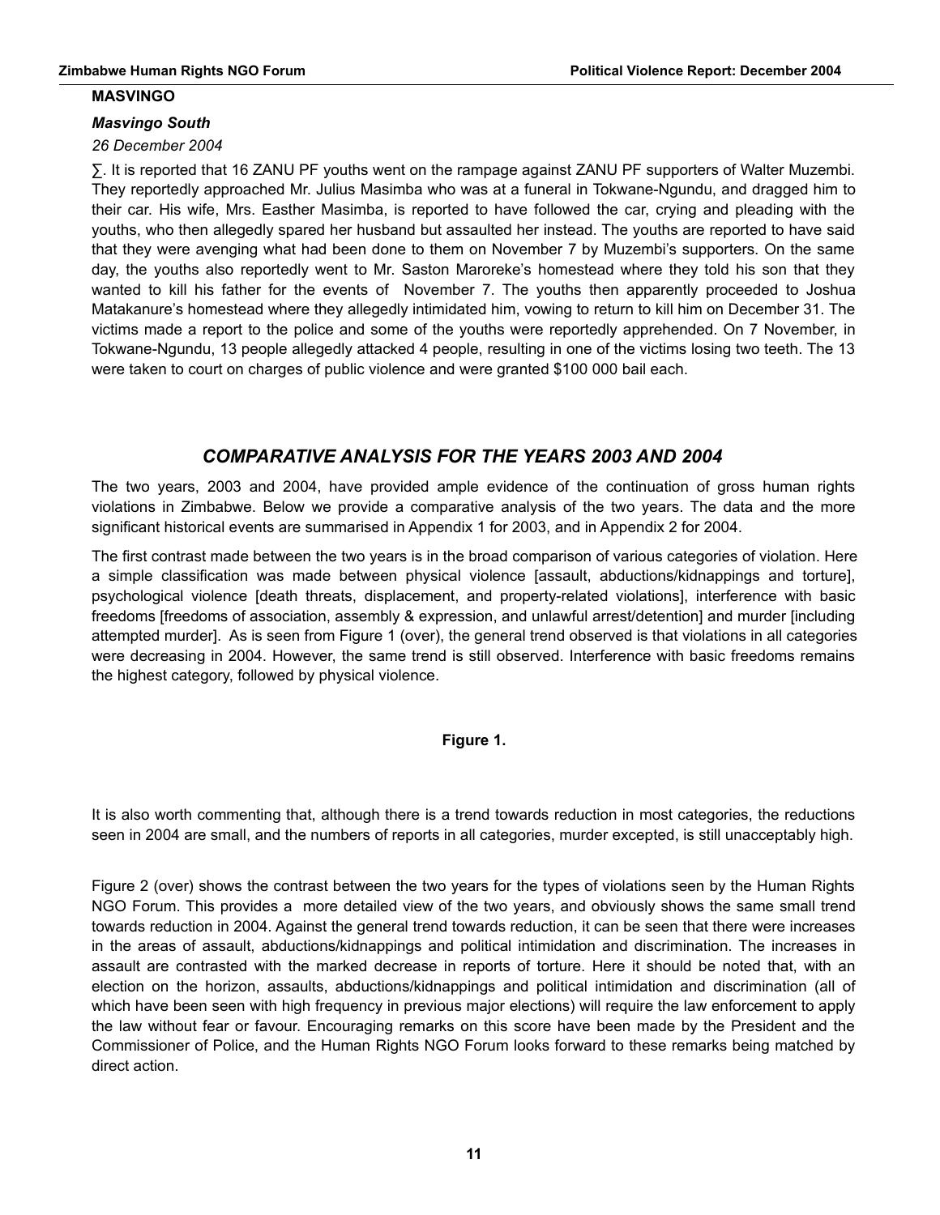**MASVINGO**

***Masvingo South***

*26 December 2004*

∑. It is reported that 16 ZANU PF youths went on the rampage against ZANU PF supporters of Walter Muzembi. They reportedly approached Mr. Julius Masimba who was at a funeral in Tokwane-Ngundu, and dragged him to their car. His wife, Mrs. Easther Masimba, is reported to have followed the car, crying and pleading with the youths, who then allegedly spared her husband but assaulted her instead. The youths are reported to have said that they were avenging what had been done to them on November 7 by Muzembi's supporters. On the same day, the youths also reportedly went to Mr. Saston Maroreke's homestead where they told his son that they wanted to kill his father for the events of November 7. The youths then apparently proceeded to Joshua Matakanure's homestead where they allegedly intimidated him, vowing to return to kill him on December 31. The victims made a report to the police and some of the youths were reportedly apprehended. On 7 November, in Tokwane-Ngundu, 13 people allegedly attacked 4 people, resulting in one of the victims losing two teeth. The 13 were taken to court on charges of public violence and were granted $100 000 bail each.

## *COMPARATIVE ANALYSIS FOR THE YEARS 2003 AND 2004*

The two years, 2003 and 2004, have provided ample evidence of the continuation of gross human rights violations in Zimbabwe. Below we provide a comparative analysis of the two years. The data and the more significant historical events are summarised in Appendix 1 for 2003, and in Appendix 2 for 2004.

The first contrast made between the two years is in the broad comparison of various categories of violation. Here a simple classification was made between physical violence [assault, abductions/kidnappings and torture], psychological violence [death threats, displacement, and property-related violations], interference with basic freedoms [freedoms of association, assembly & expression, and unlawful arrest/detention] and murder [including attempted murder]. As is seen from Figure 1 (over), the general trend observed is that violations in all categories were decreasing in 2004. However, the same trend is still observed. Interference with basic freedoms remains the highest category, followed by physical violence.

**Figure 1.**

It is also worth commenting that, although there is a trend towards reduction in most categories, the reductions seen in 2004 are small, and the numbers of reports in all categories, murder excepted, is still unacceptably high.

Figure 2 (over) shows the contrast between the two years for the types of violations seen by the Human Rights NGO Forum. This provides a more detailed view of the two years, and obviously shows the same small trend towards reduction in 2004. Against the general trend towards reduction, it can be seen that there were increases in the areas of assault, abductions/kidnappings and political intimidation and discrimination. The increases in assault are contrasted with the marked decrease in reports of torture. Here it should be noted that, with an election on the horizon, assaults, abductions/kidnappings and political intimidation and discrimination (all of which have been seen with high frequency in previous major elections) will require the law enforcement to apply the law without fear or favour. Encouraging remarks on this score have been made by the President and the Commissioner of Police, and the Human Rights NGO Forum looks forward to these remarks being matched by direct action.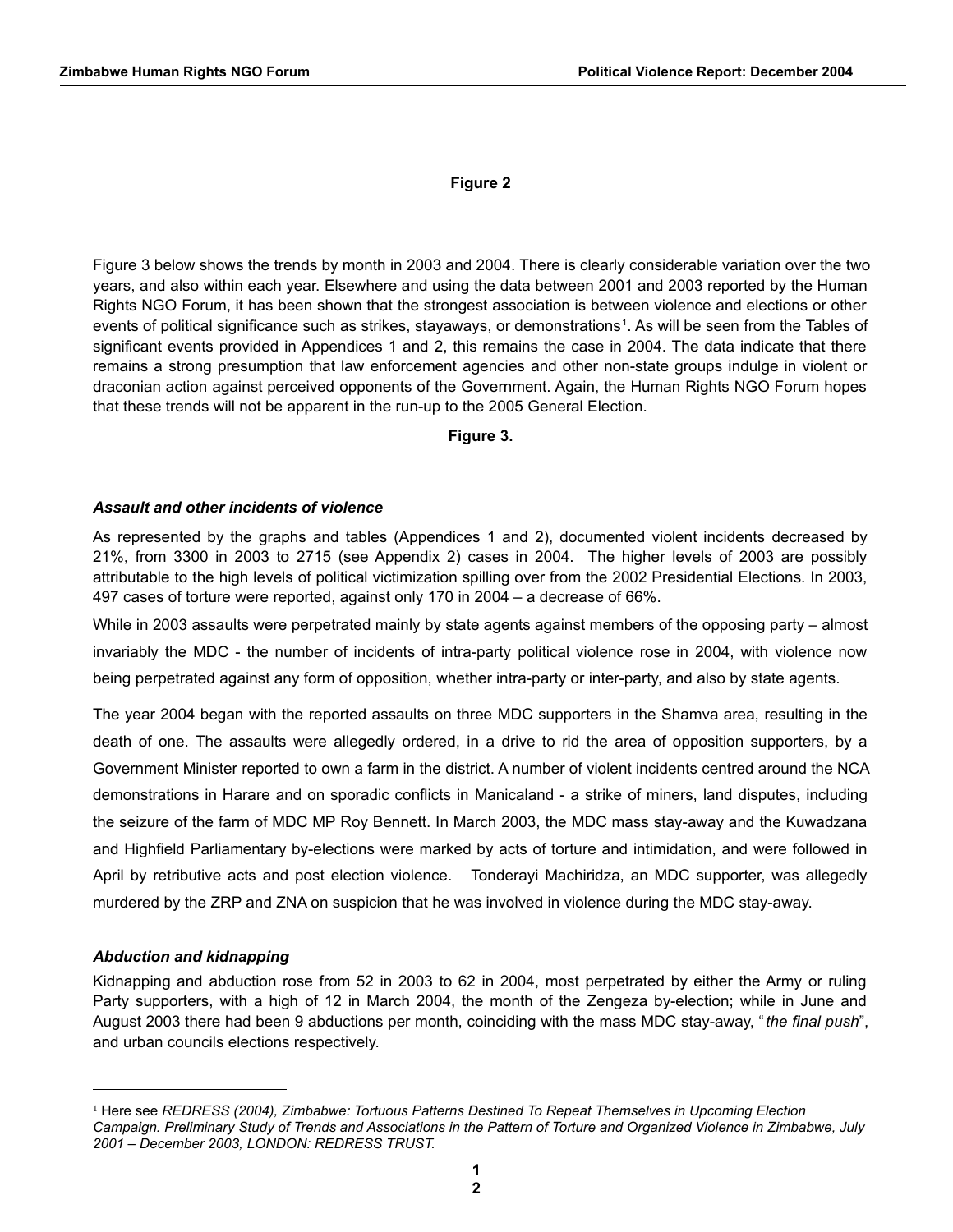**Figure 2**

Figure 3 below shows the trends by month in 2003 and 2004. There is clearly considerable variation over the two years, and also within each year. Elsewhere and using the data between 2001 and 2003 reported by the Human Rights NGO Forum, it has been shown that the strongest association is between violence and elections or other events of political significance such as strikes, stayaways, or demonstrations[1]. As will be seen from the Tables of significant events provided in Appendices 1 and 2, this remains the case in 2004. The data indicate that there remains a strong presumption that law enforcement agencies and other non-state groups indulge in violent or draconian action against perceived opponents of the Government. Again, the Human Rights NGO Forum hopes that these trends will not be apparent in the run-up to the 2005 General Election.

**Figure 3.**

### *Assault and other incidents of violence*

As represented by the graphs and tables (Appendices 1 and 2), documented violent incidents decreased by 21%, from 3300 in 2003 to 2715 (see Appendix 2) cases in 2004. The higher levels of 2003 are possibly attributable to the high levels of political victimization spilling over from the 2002 Presidential Elections. In 2003, 497 cases of torture were reported, against only 170 in 2004 – a decrease of 66%.

While in 2003 assaults were perpetrated mainly by state agents against members of the opposing party – almost invariably the MDC - the number of incidents of intra-party political violence rose in 2004, with violence now being perpetrated against any form of opposition, whether intra-party or inter-party, and also by state agents.

The year 2004 began with the reported assaults on three MDC supporters in the Shamva area, resulting in the death of one. The assaults were allegedly ordered, in a drive to rid the area of opposition supporters, by a Government Minister reported to own a farm in the district. A number of violent incidents centred around the NCA demonstrations in Harare and on sporadic conflicts in Manicaland - a strike of miners, land disputes, including the seizure of the farm of MDC MP Roy Bennett. In March 2003, the MDC mass stay-away and the Kuwadzana and Highfield Parliamentary by-elections were marked by acts of torture and intimidation, and were followed in April by retributive acts and post election violence. Tonderayi Machiridza, an MDC supporter, was allegedly murdered by the ZRP and ZNA on suspicion that he was involved in violence during the MDC stay-away.

### *Abduction and kidnapping*

Kidnapping and abduction rose from 52 in 2003 to 62 in 2004, most perpetrated by either the Army or ruling Party supporters, with a high of 12 in March 2004, the month of the Zengeza by-election; while in June and August 2003 there had been 9 abductions per month, coinciding with the mass MDC stay-away, "*the final push*", and urban councils elections respectively.

[1] Here see *REDRESS (2004), Zimbabwe: Tortuous Patterns Destined To Repeat Themselves in Upcoming Election Campaign. Preliminary Study of Trends and Associations in the Pattern of Torture and Organized Violence in Zimbabwe, July 2001 – December 2003, LONDON: REDRESS TRUST.*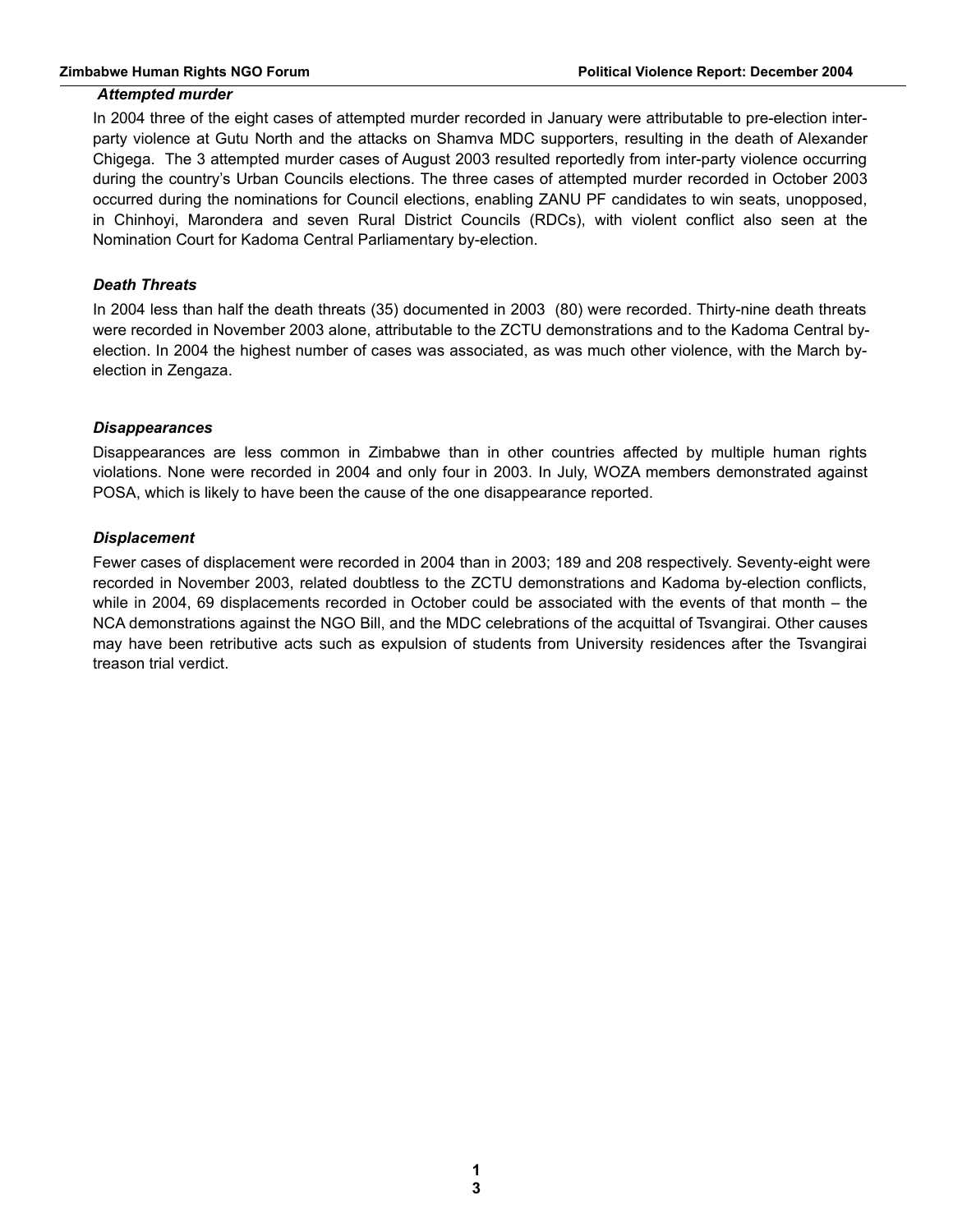### *Attempted murder*

In 2004 three of the eight cases of attempted murder recorded in January were attributable to pre-election inter-party violence at Gutu North and the attacks on Shamva MDC supporters, resulting in the death of Alexander Chigega. The 3 attempted murder cases of August 2003 resulted reportedly from inter-party violence occurring during the country's Urban Councils elections. The three cases of attempted murder recorded in October 2003 occurred during the nominations for Council elections, enabling ZANU PF candidates to win seats, unopposed, in Chinhoyi, Marondera and seven Rural District Councils (RDCs), with violent conflict also seen at the Nomination Court for Kadoma Central Parliamentary by-election.

### *Death Threats*

In 2004 less than half the death threats (35) documented in 2003 (80) were recorded. Thirty-nine death threats were recorded in November 2003 alone, attributable to the ZCTU demonstrations and to the Kadoma Central by-election. In 2004 the highest number of cases was associated, as was much other violence, with the March by-election in Zengaza.

### *Disappearances*

Disappearances are less common in Zimbabwe than in other countries affected by multiple human rights violations. None were recorded in 2004 and only four in 2003. In July, WOZA members demonstrated against POSA, which is likely to have been the cause of the one disappearance reported.

### *Displacement*

Fewer cases of displacement were recorded in 2004 than in 2003; 189 and 208 respectively. Seventy-eight were recorded in November 2003, related doubtless to the ZCTU demonstrations and Kadoma by-election conflicts, while in 2004, 69 displacements recorded in October could be associated with the events of that month – the NCA demonstrations against the NGO Bill, and the MDC celebrations of the acquittal of Tsvangirai. Other causes may have been retributive acts such as expulsion of students from University residences after the Tsvangirai treason trial verdict.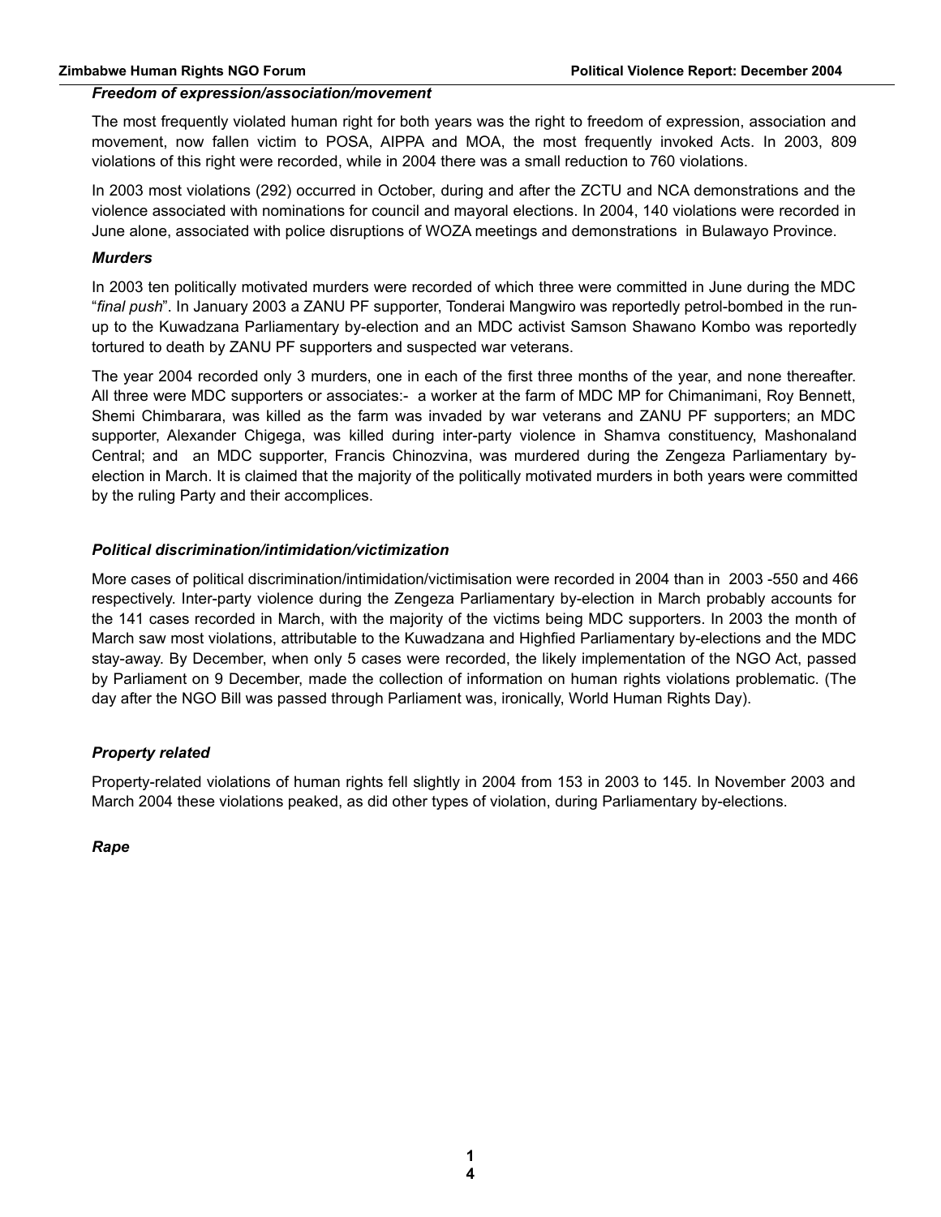### *Freedom of expression/association/movement*

The most frequently violated human right for both years was the right to freedom of expression, association and movement, now fallen victim to POSA, AIPPA and MOA, the most frequently invoked Acts. In 2003, 809 violations of this right were recorded, while in 2004 there was a small reduction to 760 violations.

In 2003 most violations (292) occurred in October, during and after the ZCTU and NCA demonstrations and the violence associated with nominations for council and mayoral elections. In 2004, 140 violations were recorded in June alone, associated with police disruptions of WOZA meetings and demonstrations in Bulawayo Province.

### *Murders*

In 2003 ten politically motivated murders were recorded of which three were committed in June during the MDC "*final push*". In January 2003 a ZANU PF supporter, Tonderai Mangwiro was reportedly petrol-bombed in the run-up to the Kuwadzana Parliamentary by-election and an MDC activist Samson Shawano Kombo was reportedly tortured to death by ZANU PF supporters and suspected war veterans.

The year 2004 recorded only 3 murders, one in each of the first three months of the year, and none thereafter. All three were MDC supporters or associates:- a worker at the farm of MDC MP for Chimanimani, Roy Bennett, Shemi Chimbarara, was killed as the farm was invaded by war veterans and ZANU PF supporters; an MDC supporter, Alexander Chigega, was killed during inter-party violence in Shamva constituency, Mashonaland Central; and an MDC supporter, Francis Chinozvina, was murdered during the Zengeza Parliamentary by-election in March. It is claimed that the majority of the politically motivated murders in both years were committed by the ruling Party and their accomplices.

### *Political discrimination/intimidation/victimization*

More cases of political discrimination/intimidation/victimisation were recorded in 2004 than in 2003 -550 and 466 respectively. Inter-party violence during the Zengeza Parliamentary by-election in March probably accounts for the 141 cases recorded in March, with the majority of the victims being MDC supporters. In 2003 the month of March saw most violations, attributable to the Kuwadzana and Highfied Parliamentary by-elections and the MDC stay-away. By December, when only 5 cases were recorded, the likely implementation of the NGO Act, passed by Parliament on 9 December, made the collection of information on human rights violations problematic. (The day after the NGO Bill was passed through Parliament was, ironically, World Human Rights Day).

### *Property related*

Property-related violations of human rights fell slightly in 2004 from 153 in 2003 to 145. In November 2003 and March 2004 these violations peaked, as did other types of violation, during Parliamentary by-elections.

### *Rape*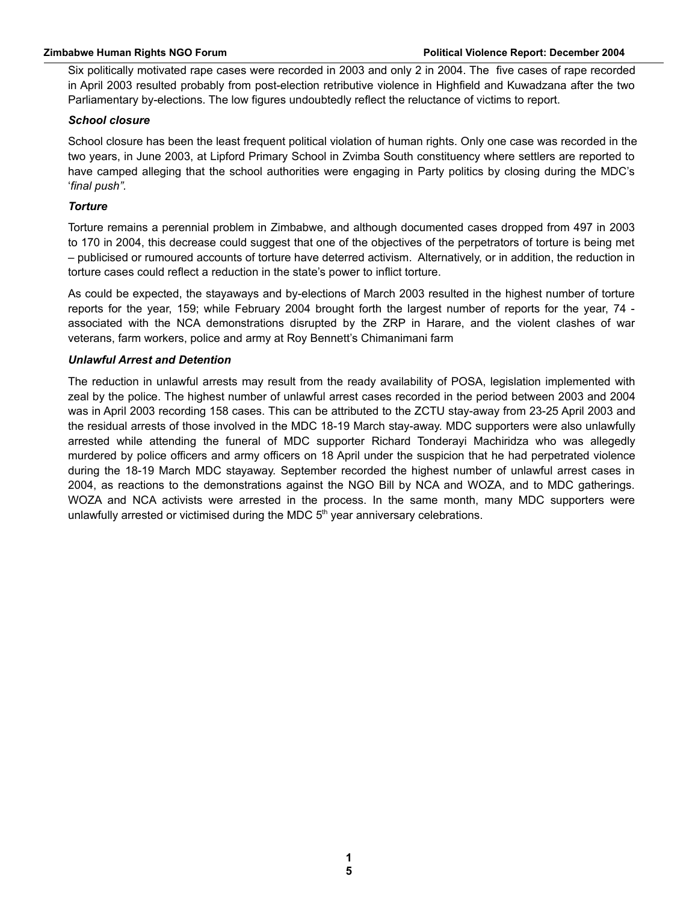Six politically motivated rape cases were recorded in 2003 and only 2 in 2004. The five cases of rape recorded in April 2003 resulted probably from post-election retributive violence in Highfield and Kuwadzana after the two Parliamentary by-elections. The low figures undoubtedly reflect the reluctance of victims to report.

### *School closure*

School closure has been the least frequent political violation of human rights. Only one case was recorded in the two years, in June 2003, at Lipford Primary School in Zvimba South constituency where settlers are reported to have camped alleging that the school authorities were engaging in Party politics by closing during the MDC's '*final push".*

### *Torture*

Torture remains a perennial problem in Zimbabwe, and although documented cases dropped from 497 in 2003 to 170 in 2004, this decrease could suggest that one of the objectives of the perpetrators of torture is being met – publicised or rumoured accounts of torture have deterred activism. Alternatively, or in addition, the reduction in torture cases could reflect a reduction in the state's power to inflict torture.

As could be expected, the stayaways and by-elections of March 2003 resulted in the highest number of torture reports for the year, 159; while February 2004 brought forth the largest number of reports for the year, 74 - associated with the NCA demonstrations disrupted by the ZRP in Harare, and the violent clashes of war veterans, farm workers, police and army at Roy Bennett's Chimanimani farm

### *Unlawful Arrest and Detention*

The reduction in unlawful arrests may result from the ready availability of POSA, legislation implemented with zeal by the police. The highest number of unlawful arrest cases recorded in the period between 2003 and 2004 was in April 2003 recording 158 cases. This can be attributed to the ZCTU stay-away from 23-25 April 2003 and the residual arrests of those involved in the MDC 18-19 March stay-away. MDC supporters were also unlawfully arrested while attending the funeral of MDC supporter Richard Tonderayi Machiridza who was allegedly murdered by police officers and army officers on 18 April under the suspicion that he had perpetrated violence during the 18-19 March MDC stayaway. September recorded the highest number of unlawful arrest cases in 2004, as reactions to the demonstrations against the NGO Bill by NCA and WOZA, and to MDC gatherings. WOZA and NCA activists were arrested in the process. In the same month, many MDC supporters were unlawfully arrested or victimised during the MDC 5th year anniversary celebrations.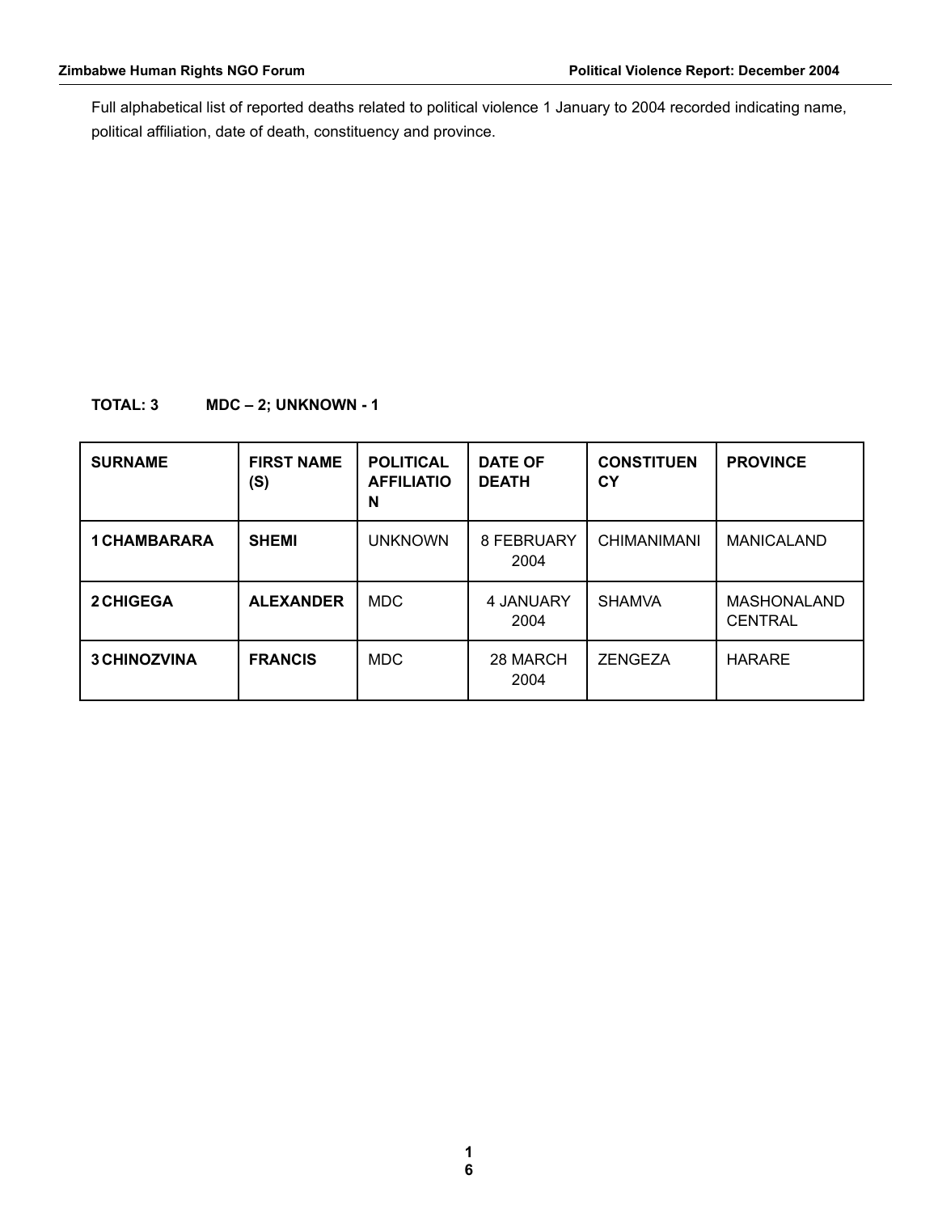Full alphabetical list of reported deaths related to political violence 1 January to 2004 recorded indicating name, political affiliation, date of death, constituency and province.

**TOTAL: 3 MDC – 2; UNKNOWN - 1**

| SURNAME | FIRST NAME (S) | POLITICAL AFFILIATION | DATE OF DEATH | CONSTITUENCY | PROVINCE |
|---|---|---|---|---|---|
| **1 CHAMBARARA** | **SHEMI** | UNKNOWN | 8 FEBRUARY 2004 | CHIMANIMANI | MANICALAND |
| **2 CHIGEGA** | **ALEXANDER** | MDC | 4 JANUARY 2004 | SHAMVA | MASHONALAND CENTRAL |
| **3 CHINOZVINA** | **FRANCIS** | MDC | 28 MARCH 2004 | ZENGEZA | HARARE |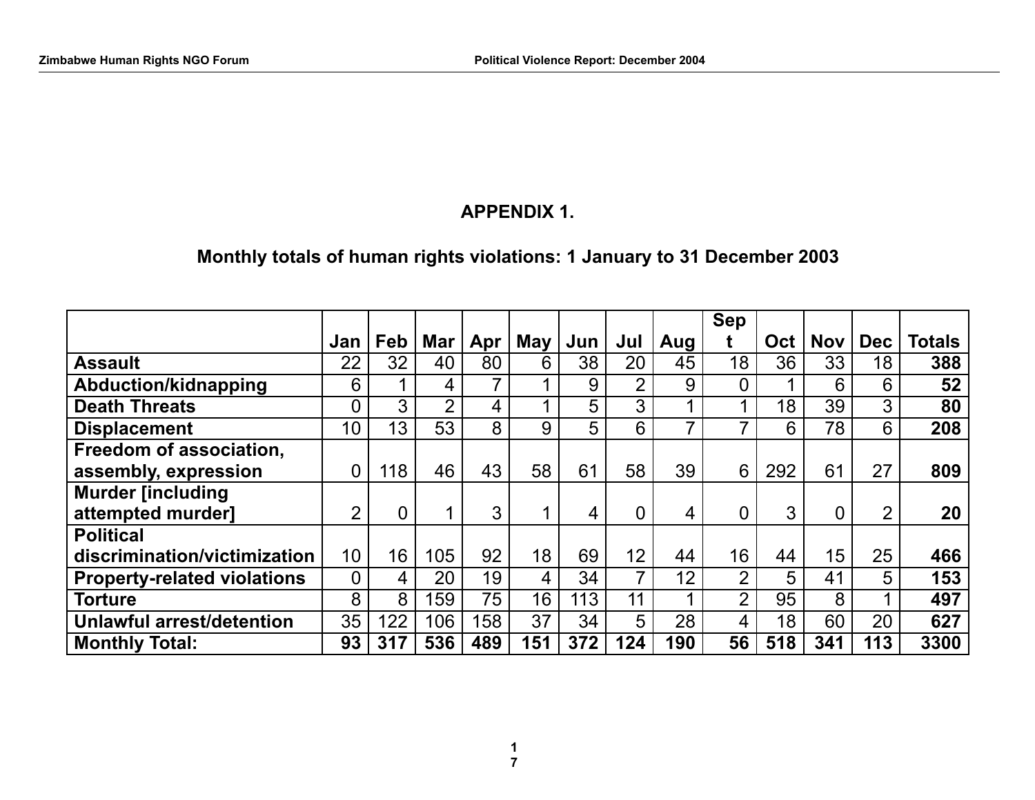## APPENDIX 1.

### Monthly totals of human rights violations: 1 January to 31 December 2003

| | Jan | Feb | Mar | Apr | May | Jun | Jul | Aug | Sept | Oct | Nov | Dec | Totals |
|---|---|---|---|---|---|---|---|---|---|---|---|---|---|
| **Assault** | 22 | 32 | 40 | 80 | 6 | 38 | 20 | 45 | 18 | 36 | 33 | 18 | **388** |
| **Abduction/kidnapping** | 6 | 1 | 4 | 7 | 1 | 9 | 2 | 9 | 0 | 1 | 6 | 6 | **52** |
| **Death Threats** | 0 | 3 | 2 | 4 | 1 | 5 | 3 | 1 | 1 | 18 | 39 | 3 | **80** |
| **Displacement** | 10 | 13 | 53 | 8 | 9 | 5 | 6 | 7 | 7 | 6 | 78 | 6 | **208** |
| **Freedom of association, assembly, expression** | 0 | 118 | 46 | 43 | 58 | 61 | 58 | 39 | 6 | 292 | 61 | 27 | **809** |
| **Murder [including attempted murder]** | 2 | 0 | 1 | 3 | 1 | 4 | 0 | 4 | 0 | 3 | 0 | 2 | **20** |
| **Political discrimination/victimization** | 10 | 16 | 105 | 92 | 18 | 69 | 12 | 44 | 16 | 44 | 15 | 25 | **466** |
| **Property-related violations** | 0 | 4 | 20 | 19 | 4 | 34 | 7 | 12 | 2 | 5 | 41 | 5 | **153** |
| **Torture** | 8 | 8 | 159 | 75 | 16 | 113 | 11 | 1 | 2 | 95 | 8 | 1 | **497** |
| **Unlawful arrest/detention** | 35 | 122 | 106 | 158 | 37 | 34 | 5 | 28 | 4 | 18 | 60 | 20 | **627** |
| **Monthly Total:** | **93** | **317** | **536** | **489** | **151** | **372** | **124** | **190** | **56** | **518** | **341** | **113** | **3300** |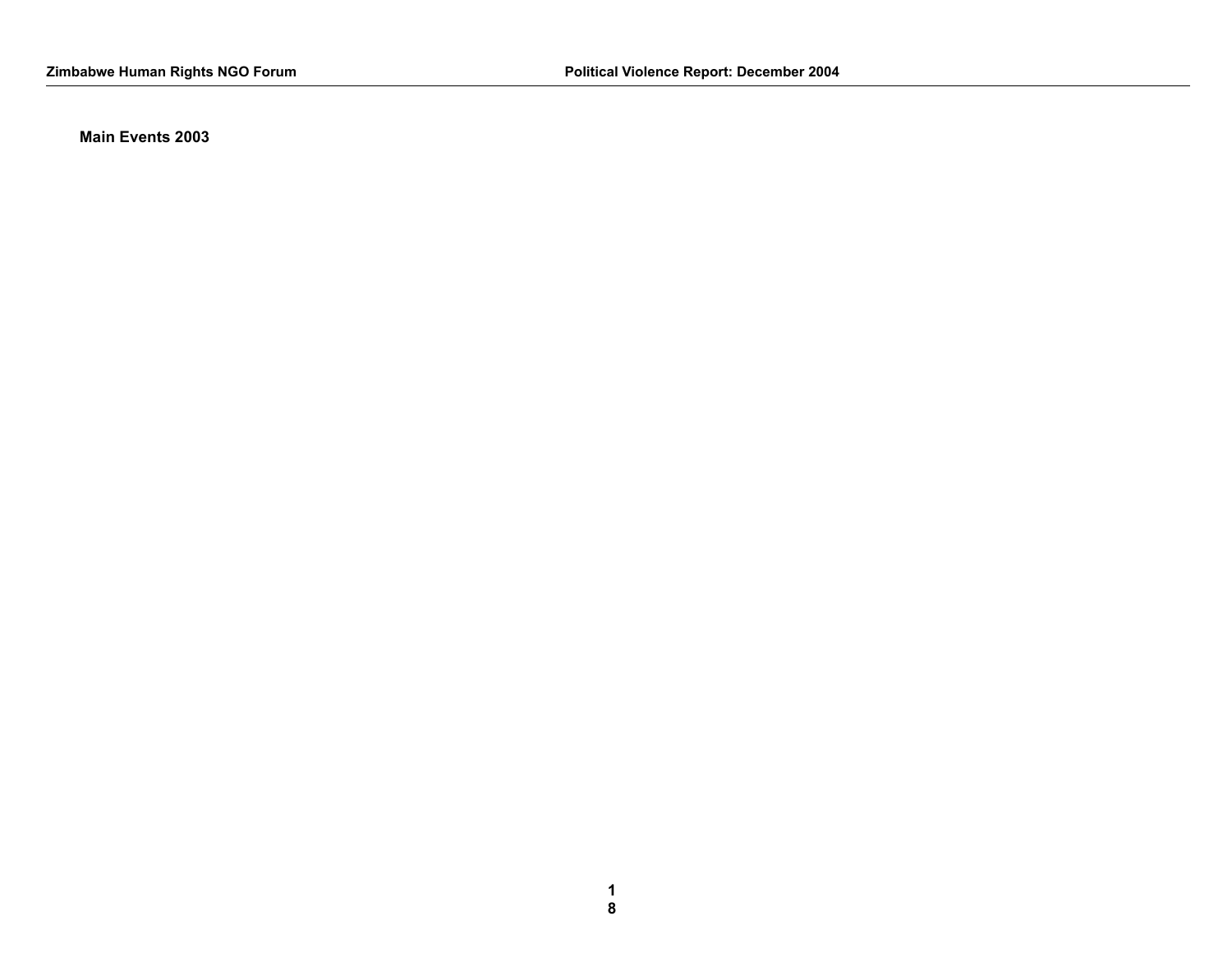**Main Events 2003**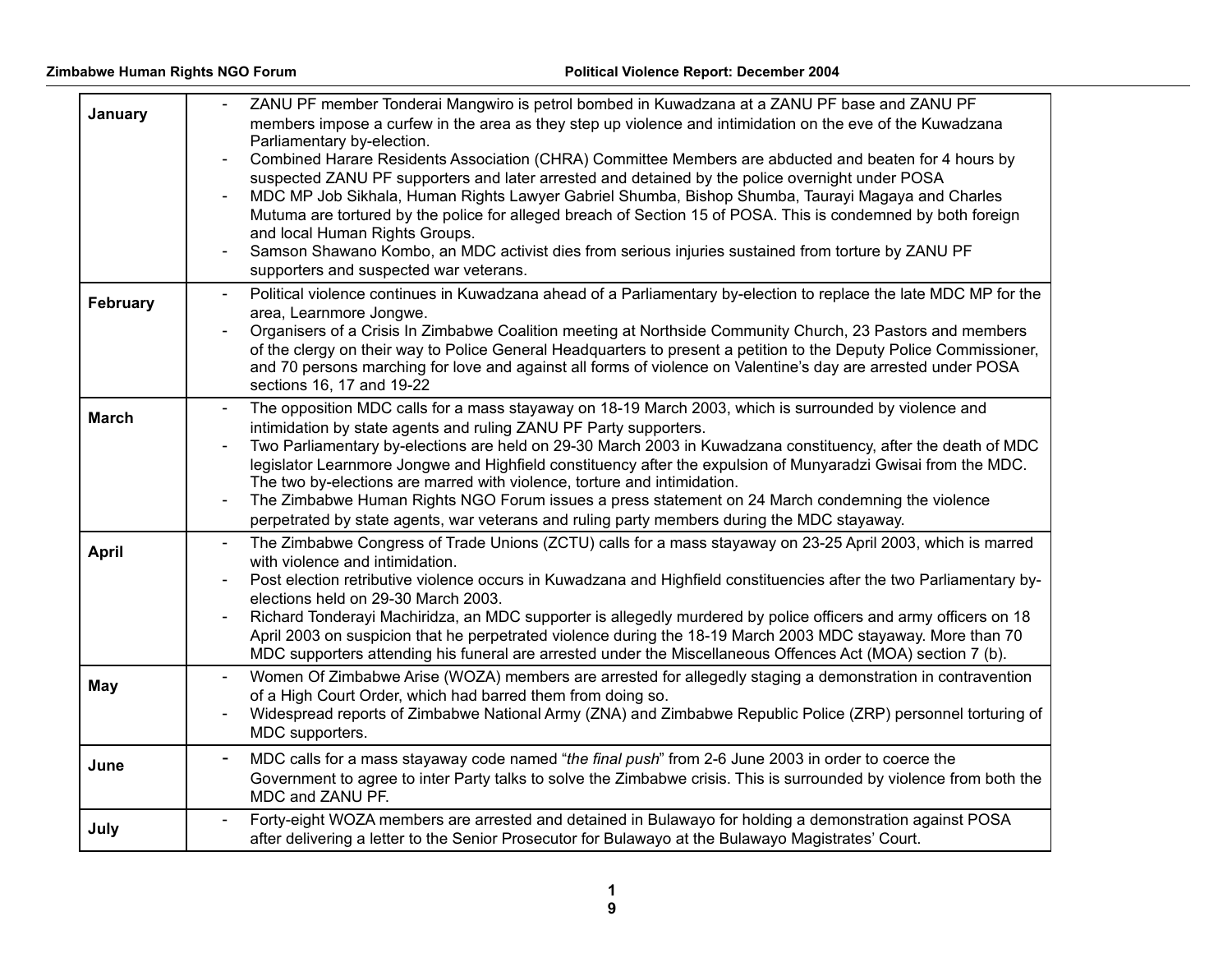| | |
|---|---|
| **January** | - ZANU PF member Tonderai Mangwiro is petrol bombed in Kuwadzana at a ZANU PF base and ZANU PF members impose a curfew in the area as they step up violence and intimidation on the eve of the Kuwadzana Parliamentary by-election.<br>- Combined Harare Residents Association (CHRA) Committee Members are abducted and beaten for 4 hours by suspected ZANU PF supporters and later arrested and detained by the police overnight under POSA<br>- MDC MP Job Sikhala, Human Rights Lawyer Gabriel Shumba, Bishop Shumba, Taurayi Magaya and Charles Mutuma are tortured by the police for alleged breach of Section 15 of POSA. This is condemned by both foreign and local Human Rights Groups.<br>- Samson Shawano Kombo, an MDC activist dies from serious injuries sustained from torture by ZANU PF supporters and suspected war veterans. |
| **February** | - Political violence continues in Kuwadzana ahead of a Parliamentary by-election to replace the late MDC MP for the area, Learnmore Jongwe.<br>- Organisers of a Crisis In Zimbabwe Coalition meeting at Northside Community Church, 23 Pastors and members of the clergy on their way to Police General Headquarters to present a petition to the Deputy Police Commissioner, and 70 persons marching for love and against all forms of violence on Valentine's day are arrested under POSA sections 16, 17 and 19-22 |
| **March** | - The opposition MDC calls for a mass stayaway on 18-19 March 2003, which is surrounded by violence and intimidation by state agents and ruling ZANU PF Party supporters.<br>- Two Parliamentary by-elections are held on 29-30 March 2003 in Kuwadzana constituency, after the death of MDC legislator Learnmore Jongwe and Highfield constituency after the expulsion of Munyaradzi Gwisai from the MDC. The two by-elections are marred with violence, torture and intimidation.<br>- The Zimbabwe Human Rights NGO Forum issues a press statement on 24 March condemning the violence perpetrated by state agents, war veterans and ruling party members during the MDC stayaway. |
| **April** | - The Zimbabwe Congress of Trade Unions (ZCTU) calls for a mass stayaway on 23-25 April 2003, which is marred with violence and intimidation.<br>- Post election retributive violence occurs in Kuwadzana and Highfield constituencies after the two Parliamentary by-elections held on 29-30 March 2003.<br>- Richard Tonderayi Machiridza, an MDC supporter is allegedly murdered by police officers and army officers on 18 April 2003 on suspicion that he perpetrated violence during the 18-19 March 2003 MDC stayaway. More than 70 MDC supporters attending his funeral are arrested under the Miscellaneous Offences Act (MOA) section 7 (b). |
| **May** | - Women Of Zimbabwe Arise (WOZA) members are arrested for allegedly staging a demonstration in contravention of a High Court Order, which had barred them from doing so.<br>- Widespread reports of Zimbabwe National Army (ZNA) and Zimbabwe Republic Police (ZRP) personnel torturing of MDC supporters. |
| **June** | - MDC calls for a mass stayaway code named "*the final push*" from 2-6 June 2003 in order to coerce the Government to agree to inter Party talks to solve the Zimbabwe crisis. This is surrounded by violence from both the MDC and ZANU PF. |
| **July** | - Forty-eight WOZA members are arrested and detained in Bulawayo for holding a demonstration against POSA after delivering a letter to the Senior Prosecutor for Bulawayo at the Bulawayo Magistrates' Court. |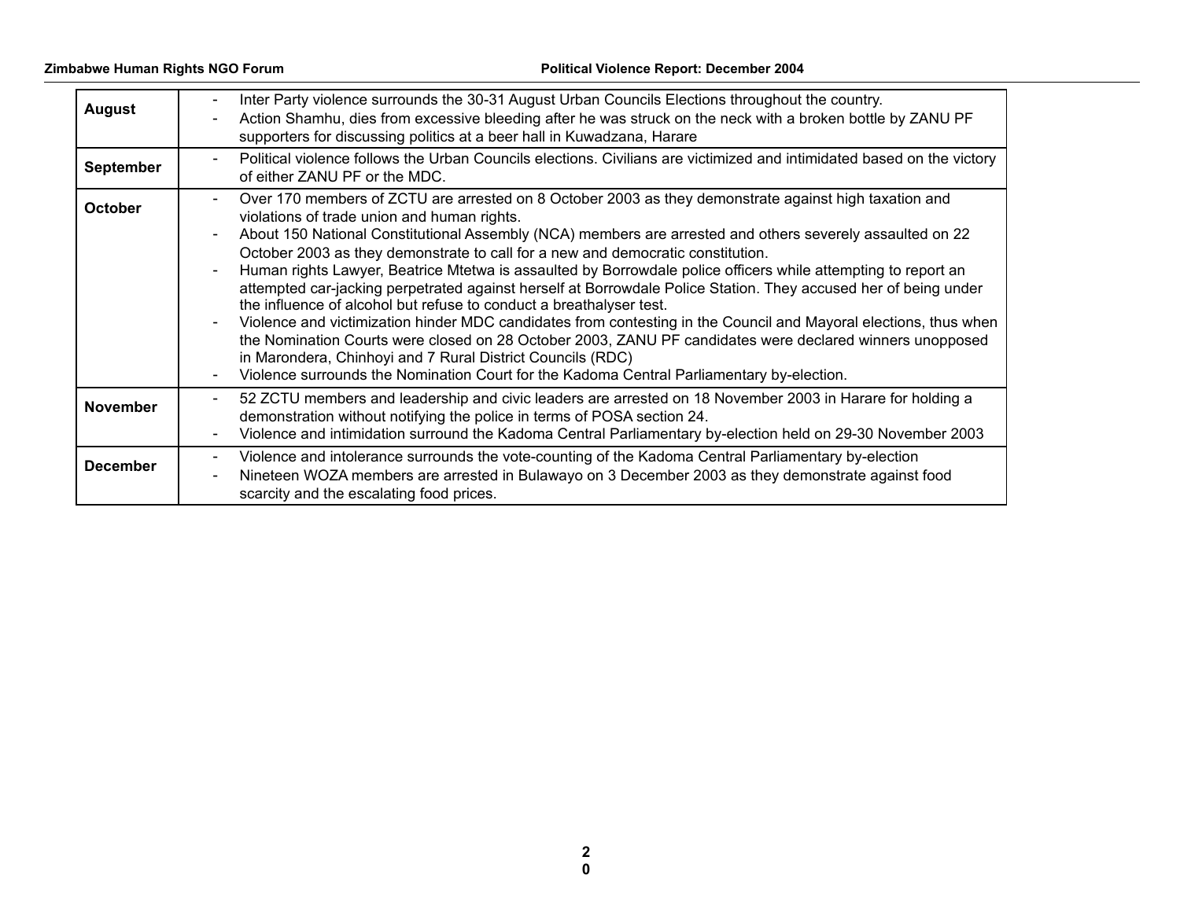| | |
|---|---|
| **August** | - Inter Party violence surrounds the 30-31 August Urban Councils Elections throughout the country.<br>- Action Shamhu, dies from excessive bleeding after he was struck on the neck with a broken bottle by ZANU PF supporters for discussing politics at a beer hall in Kuwadzana, Harare |
| **September** | - Political violence follows the Urban Councils elections. Civilians are victimized and intimidated based on the victory of either ZANU PF or the MDC. |
| **October** | - Over 170 members of ZCTU are arrested on 8 October 2003 as they demonstrate against high taxation and violations of trade union and human rights.<br>- About 150 National Constitutional Assembly (NCA) members are arrested and others severely assaulted on 22 October 2003 as they demonstrate to call for a new and democratic constitution.<br>- Human rights Lawyer, Beatrice Mtetwa is assaulted by Borrowdale police officers while attempting to report an attempted car-jacking perpetrated against herself at Borrowdale Police Station. They accused her of being under the influence of alcohol but refuse to conduct a breathalyser test.<br>- Violence and victimization hinder MDC candidates from contesting in the Council and Mayoral elections, thus when the Nomination Courts were closed on 28 October 2003, ZANU PF candidates were declared winners unopposed in Marondera, Chinhoyi and 7 Rural District Councils (RDC)<br>- Violence surrounds the Nomination Court for the Kadoma Central Parliamentary by-election. |
| **November** | - 52 ZCTU members and leadership and civic leaders are arrested on 18 November 2003 in Harare for holding a demonstration without notifying the police in terms of POSA section 24.<br>- Violence and intimidation surround the Kadoma Central Parliamentary by-election held on 29-30 November 2003 |
| **December** | - Violence and intolerance surrounds the vote-counting of the Kadoma Central Parliamentary by-election<br>- Nineteen WOZA members are arrested in Bulawayo on 3 December 2003 as they demonstrate against food scarcity and the escalating food prices. |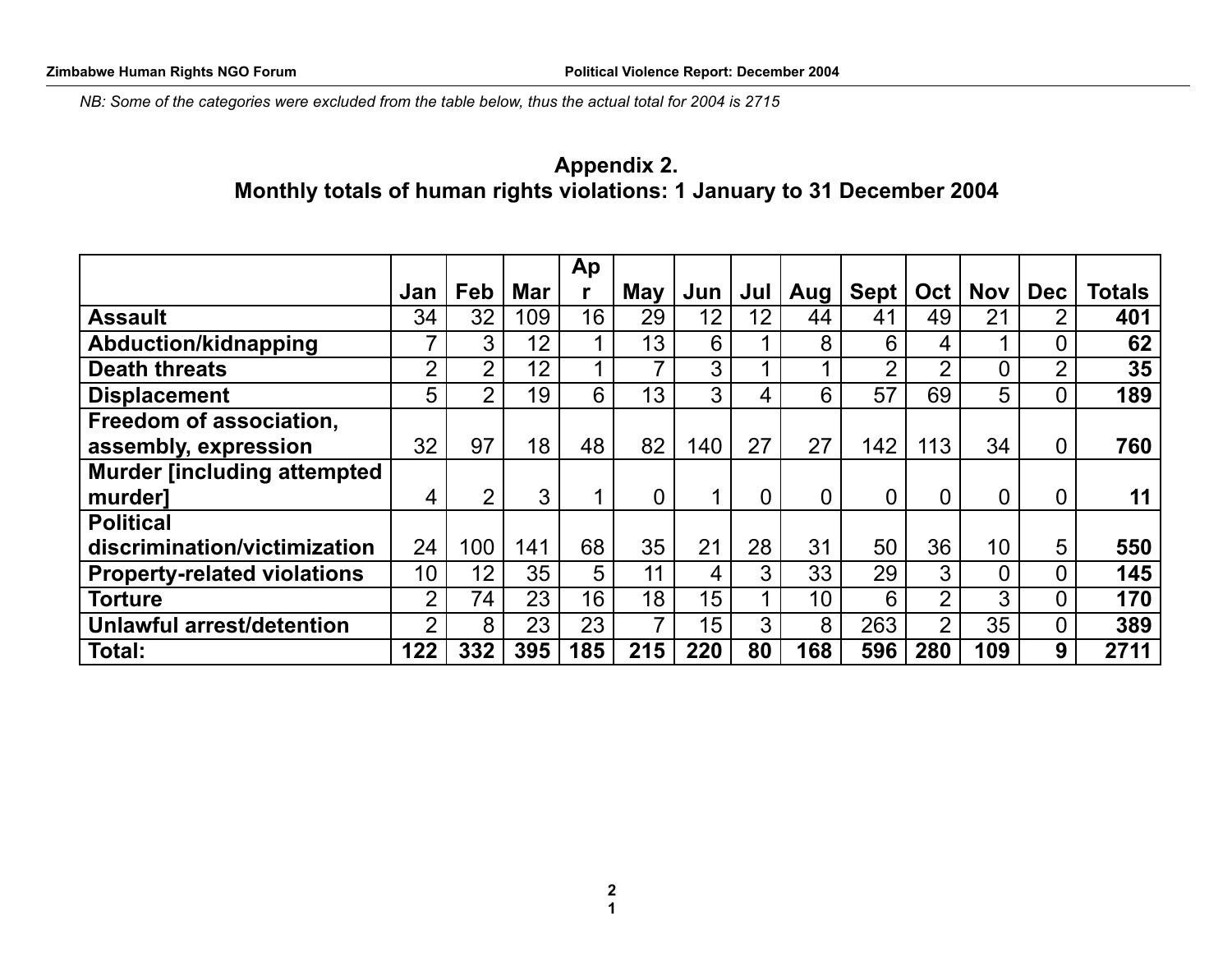*NB: Some of the categories were excluded from the table below, thus the actual total for 2004 is 2715*

## Appendix 2.
## Monthly totals of human rights violations: 1 January to 31 December 2004

| | Jan | Feb | Mar | Apr | May | Jun | Jul | Aug | Sept | Oct | Nov | Dec | Totals |
|---|---|---|---|---|---|---|---|---|---|---|---|---|---|
| **Assault** | 34 | 32 | 109 | 16 | 29 | 12 | 12 | 44 | 41 | 49 | 21 | 2 | **401** |
| **Abduction/kidnapping** | 7 | 3 | 12 | 1 | 13 | 6 | 1 | 8 | 6 | 4 | 1 | 0 | **62** |
| **Death threats** | 2 | 2 | 12 | 1 | 7 | 3 | 1 | 1 | 2 | 2 | 0 | 2 | **35** |
| **Displacement** | 5 | 2 | 19 | 6 | 13 | 3 | 4 | 6 | 57 | 69 | 5 | 0 | **189** |
| **Freedom of association, assembly, expression** | 32 | 97 | 18 | 48 | 82 | 140 | 27 | 27 | 142 | 113 | 34 | 0 | **760** |
| **Murder [including attempted murder]** | 4 | 2 | 3 | 1 | 0 | 1 | 0 | 0 | 0 | 0 | 0 | 0 | **11** |
| **Political discrimination/victimization** | 24 | 100 | 141 | 68 | 35 | 21 | 28 | 31 | 50 | 36 | 10 | 5 | **550** |
| **Property-related violations** | 10 | 12 | 35 | 5 | 11 | 4 | 3 | 33 | 29 | 3 | 0 | 0 | **145** |
| **Torture** | 2 | 74 | 23 | 16 | 18 | 15 | 1 | 10 | 6 | 2 | 3 | 0 | **170** |
| **Unlawful arrest/detention** | 2 | 8 | 23 | 23 | 7 | 15 | 3 | 8 | 263 | 2 | 35 | 0 | **389** |
| **Total:** | **122** | **332** | **395** | **185** | **215** | **220** | **80** | **168** | **596** | **280** | **109** | **9** | **2711** |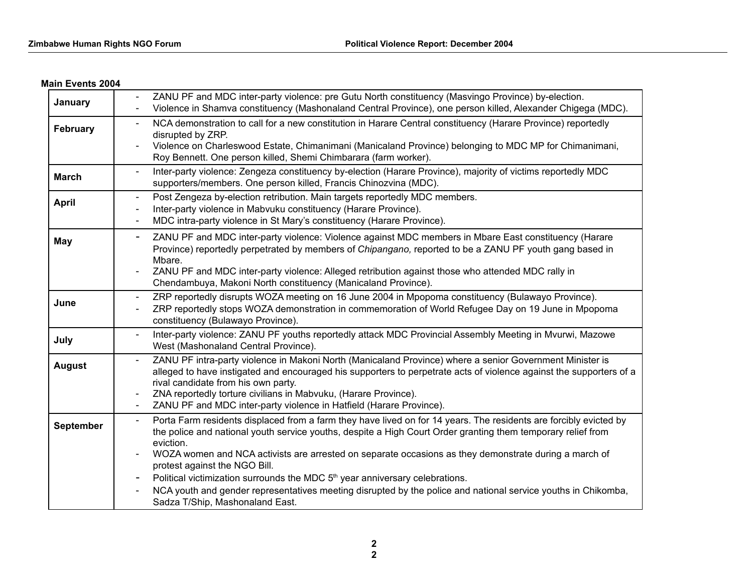**Main Events 2004**

| | |
|---|---|
| **January** | - ZANU PF and MDC inter-party violence: pre Gutu North constituency (Masvingo Province) by-election.<br>- Violence in Shamva constituency (Mashonaland Central Province), one person killed, Alexander Chigega (MDC). |
| **February** | - NCA demonstration to call for a new constitution in Harare Central constituency (Harare Province) reportedly disrupted by ZRP.<br>- Violence on Charleswood Estate, Chimanimani (Manicaland Province) belonging to MDC MP for Chimanimani, Roy Bennett. One person killed, Shemi Chimbarara (farm worker). |
| **March** | - Inter-party violence: Zengeza constituency by-election (Harare Province), majority of victims reportedly MDC supporters/members. One person killed, Francis Chinozvina (MDC). |
| **April** | - Post Zengeza by-election retribution. Main targets reportedly MDC members.<br>- Inter-party violence in Mabvuku constituency (Harare Province).<br>- MDC intra-party violence in St Mary's constituency (Harare Province). |
| **May** | - ZANU PF and MDC inter-party violence: Violence against MDC members in Mbare East constituency (Harare Province) reportedly perpetrated by members of *Chipangano,* reported to be a ZANU PF youth gang based in Mbare.<br>- ZANU PF and MDC inter-party violence: Alleged retribution against those who attended MDC rally in Chendambuya, Makoni North constituency (Manicaland Province). |
| **June** | - ZRP reportedly disrupts WOZA meeting on 16 June 2004 in Mpopoma constituency (Bulawayo Province).<br>- ZRP reportedly stops WOZA demonstration in commemoration of World Refugee Day on 19 June in Mpopoma constituency (Bulawayo Province). |
| **July** | - Inter-party violence: ZANU PF youths reportedly attack MDC Provincial Assembly Meeting in Mvurwi, Mazowe West (Mashonaland Central Province). |
| **August** | - ZANU PF intra-party violence in Makoni North (Manicaland Province) where a senior Government Minister is alleged to have instigated and encouraged his supporters to perpetrate acts of violence against the supporters of a rival candidate from his own party.<br>- ZNA reportedly torture civilians in Mabvuku, (Harare Province).<br>- ZANU PF and MDC inter-party violence in Hatfield (Harare Province). |
| **September** | - Porta Farm residents displaced from a farm they have lived on for 14 years. The residents are forcibly evicted by the police and national youth service youths, despite a High Court Order granting them temporary relief from eviction.<br>- WOZA women and NCA activists are arrested on separate occasions as they demonstrate during a march of protest against the NGO Bill.<br>- Political victimization surrounds the MDC 5th year anniversary celebrations.<br>- NCA youth and gender representatives meeting disrupted by the police and national service youths in Chikomba, Sadza T/Ship, Mashonaland East. |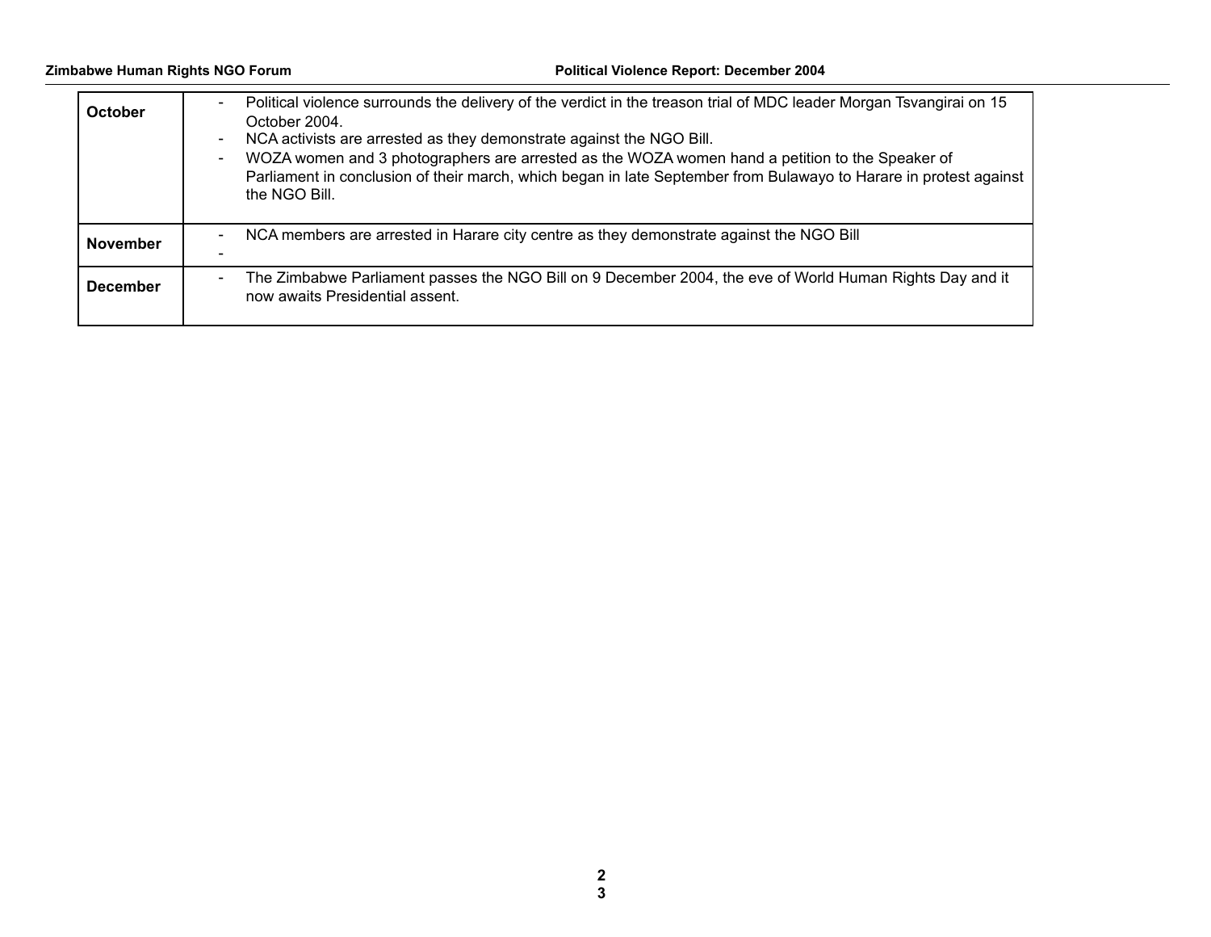| | |
|---|---|
| **October** | - Political violence surrounds the delivery of the verdict in the treason trial of MDC leader Morgan Tsvangirai on 15 October 2004.<br>- NCA activists are arrested as they demonstrate against the NGO Bill.<br>- WOZA women and 3 photographers are arrested as the WOZA women hand a petition to the Speaker of Parliament in conclusion of their march, which began in late September from Bulawayo to Harare in protest against the NGO Bill. |
| **November** | - NCA members are arrested in Harare city centre as they demonstrate against the NGO Bill<br>- |
| **December** | - The Zimbabwe Parliament passes the NGO Bill on 9 December 2004, the eve of World Human Rights Day and it now awaits Presidential assent. |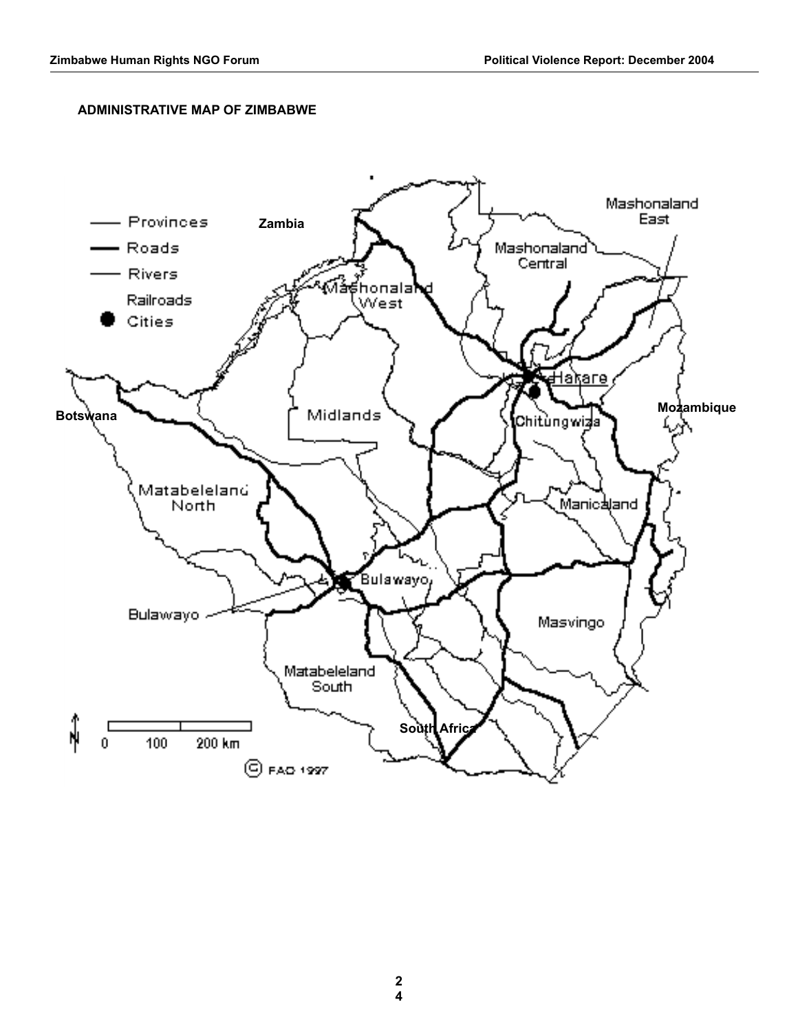**ADMINISTRATIVE MAP OF ZIMBABWE**

Provinces
Roads
Rivers
Railroads
Cities

Zambia
Botswana
Mozambique
South Africa

Mashonaland East
Mashonaland Central
Mashonaland West
Harare
Chitungwiza
Midlands
Matabeleland North
Manicaland
Bulawayo
Bulawayo
Masvingo
Matabeleland South

0 100 200 km

© FAO 1997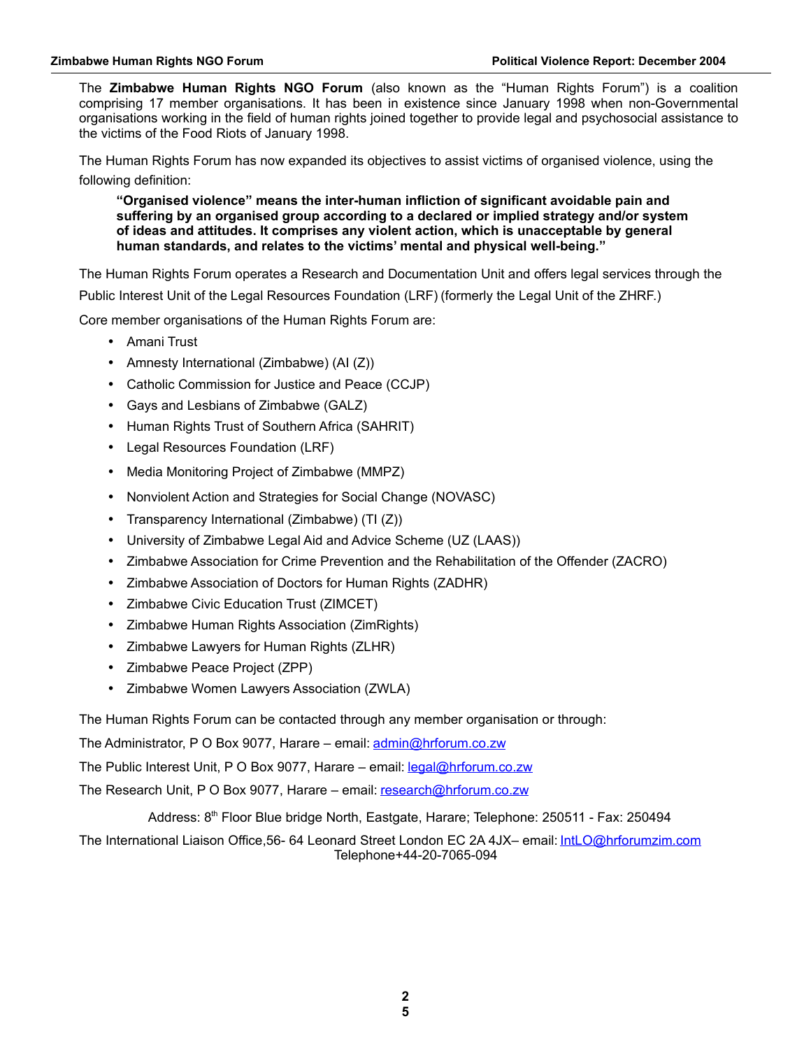The **Zimbabwe Human Rights NGO Forum** (also known as the "Human Rights Forum") is a coalition comprising 17 member organisations. It has been in existence since January 1998 when non-Governmental organisations working in the field of human rights joined together to provide legal and psychosocial assistance to the victims of the Food Riots of January 1998.

The Human Rights Forum has now expanded its objectives to assist victims of organised violence, using the following definition:

> **"Organised violence" means the inter-human infliction of significant avoidable pain and suffering by an organised group according to a declared or implied strategy and/or system of ideas and attitudes. It comprises any violent action, which is unacceptable by general human standards, and relates to the victims' mental and physical well-being."**

The Human Rights Forum operates a Research and Documentation Unit and offers legal services through the Public Interest Unit of the Legal Resources Foundation (LRF) (formerly the Legal Unit of the ZHRF.)

Core member organisations of the Human Rights Forum are:

- Amani Trust
- Amnesty International (Zimbabwe) (AI (Z))
- Catholic Commission for Justice and Peace (CCJP)
- Gays and Lesbians of Zimbabwe (GALZ)
- Human Rights Trust of Southern Africa (SAHRIT)
- Legal Resources Foundation (LRF)
- Media Monitoring Project of Zimbabwe (MMPZ)
- Nonviolent Action and Strategies for Social Change (NOVASC)
- Transparency International (Zimbabwe) (TI (Z))
- University of Zimbabwe Legal Aid and Advice Scheme (UZ (LAAS))
- Zimbabwe Association for Crime Prevention and the Rehabilitation of the Offender (ZACRO)
- Zimbabwe Association of Doctors for Human Rights (ZADHR)
- Zimbabwe Civic Education Trust (ZIMCET)
- Zimbabwe Human Rights Association (ZimRights)
- Zimbabwe Lawyers for Human Rights (ZLHR)
- Zimbabwe Peace Project (ZPP)
- Zimbabwe Women Lawyers Association (ZWLA)

The Human Rights Forum can be contacted through any member organisation or through:

The Administrator, P O Box 9077, Harare – email: admin@hrforum.co.zw

The Public Interest Unit, P O Box 9077, Harare – email: legal@hrforum.co.zw

The Research Unit, P O Box 9077, Harare – email: research@hrforum.co.zw

Address: 8th Floor Blue bridge North, Eastgate, Harare; Telephone: 250511 - Fax: 250494

The International Liaison Office,56- 64 Leonard Street London EC 2A 4JX– email: IntLO@hrforumzim.com
Telephone+44-20-7065-094